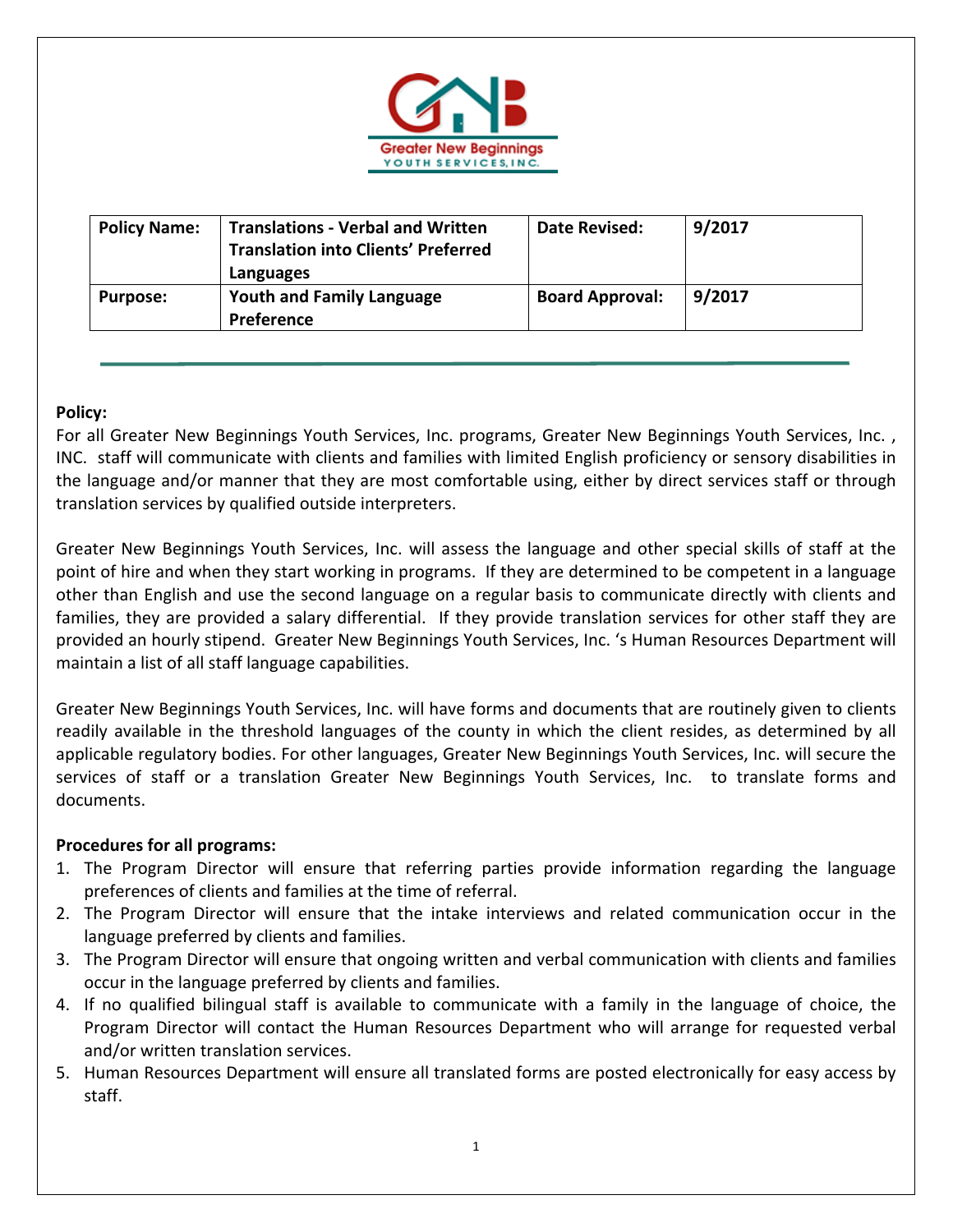Greater New Beginnings
YOUTH SERVICES, INC.

| Policy Name: | Translations - Verbal and Written Translation into Clients' Preferred Languages | Date Revised: | 9/2017 |
|---|---|---|---|
| Purpose: | Youth and Family Language Preference | Board Approval: | 9/2017 |

**Policy:**

For all Greater New Beginnings Youth Services, Inc. programs, Greater New Beginnings Youth Services, Inc. , INC. staff will communicate with clients and families with limited English proficiency or sensory disabilities in the language and/or manner that they are most comfortable using, either by direct services staff or through translation services by qualified outside interpreters.

Greater New Beginnings Youth Services, Inc. will assess the language and other special skills of staff at the point of hire and when they start working in programs. If they are determined to be competent in a language other than English and use the second language on a regular basis to communicate directly with clients and families, they are provided a salary differential. If they provide translation services for other staff they are provided an hourly stipend. Greater New Beginnings Youth Services, Inc. 's Human Resources Department will maintain a list of all staff language capabilities.

Greater New Beginnings Youth Services, Inc. will have forms and documents that are routinely given to clients readily available in the threshold languages of the county in which the client resides, as determined by all applicable regulatory bodies. For other languages, Greater New Beginnings Youth Services, Inc. will secure the services of staff or a translation Greater New Beginnings Youth Services, Inc. to translate forms and documents.

**Procedures for all programs:**

1. The Program Director will ensure that referring parties provide information regarding the language preferences of clients and families at the time of referral.
2. The Program Director will ensure that the intake interviews and related communication occur in the language preferred by clients and families.
3. The Program Director will ensure that ongoing written and verbal communication with clients and families occur in the language preferred by clients and families.
4. If no qualified bilingual staff is available to communicate with a family in the language of choice, the Program Director will contact the Human Resources Department who will arrange for requested verbal and/or written translation services.
5. Human Resources Department will ensure all translated forms are posted electronically for easy access by staff.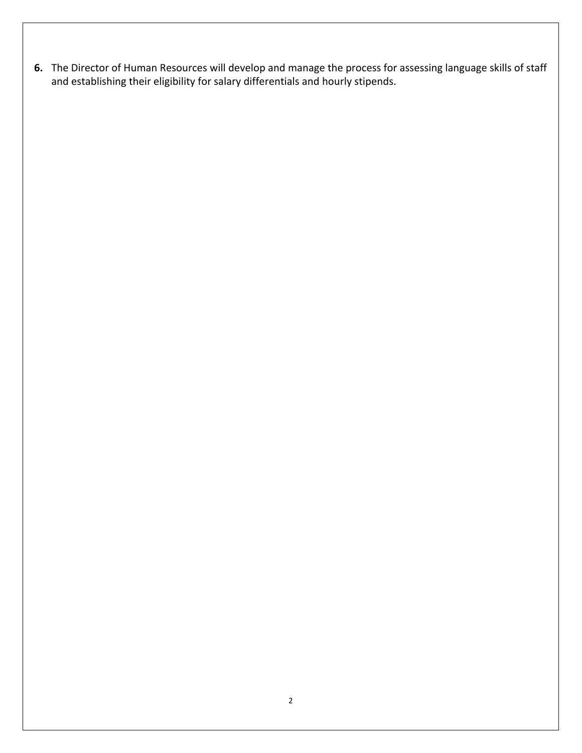**6.** The Director of Human Resources will develop and manage the process for assessing language skills of staff and establishing their eligibility for salary differentials and hourly stipends.